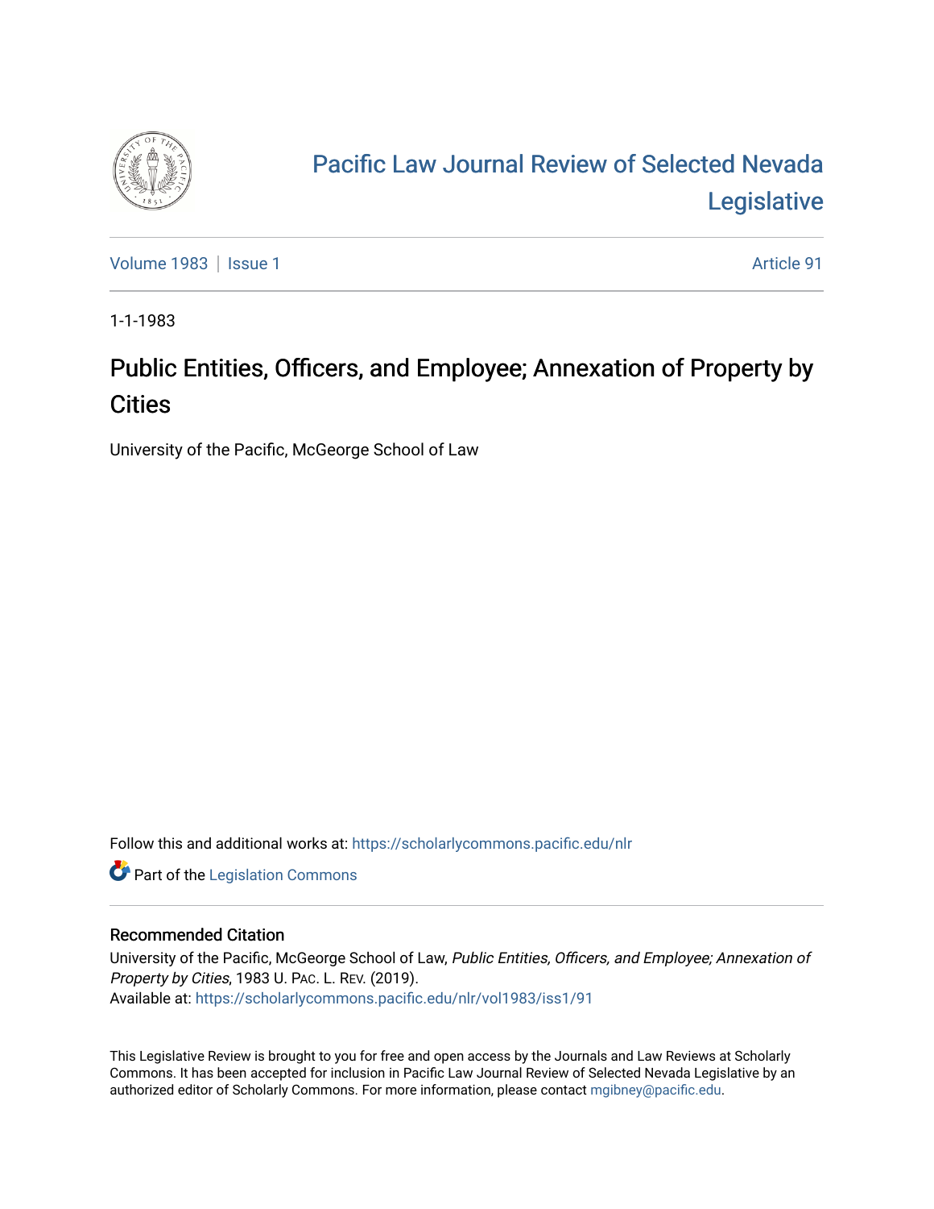# Pacific Law Journal Review of Selected Nevada Legislative

Volume 1983 | Issue 1 Article 91

1-1-1983

# Public Entities, Officers, and Employee; Annexation of Property by Cities

University of the Pacific, McGeorge School of Law

Follow this and additional works at: https://scholarlycommons.pacific.edu/nlr

Part of the Legislation Commons

## Recommended Citation

University of the Pacific, McGeorge School of Law, *Public Entities, Officers, and Employee; Annexation of Property by Cities*, 1983 U. PAC. L. REV. (2019).
Available at: https://scholarlycommons.pacific.edu/nlr/vol1983/iss1/91

This Legislative Review is brought to you for free and open access by the Journals and Law Reviews at Scholarly Commons. It has been accepted for inclusion in Pacific Law Journal Review of Selected Nevada Legislative by an authorized editor of Scholarly Commons. For more information, please contact mgibney@pacific.edu.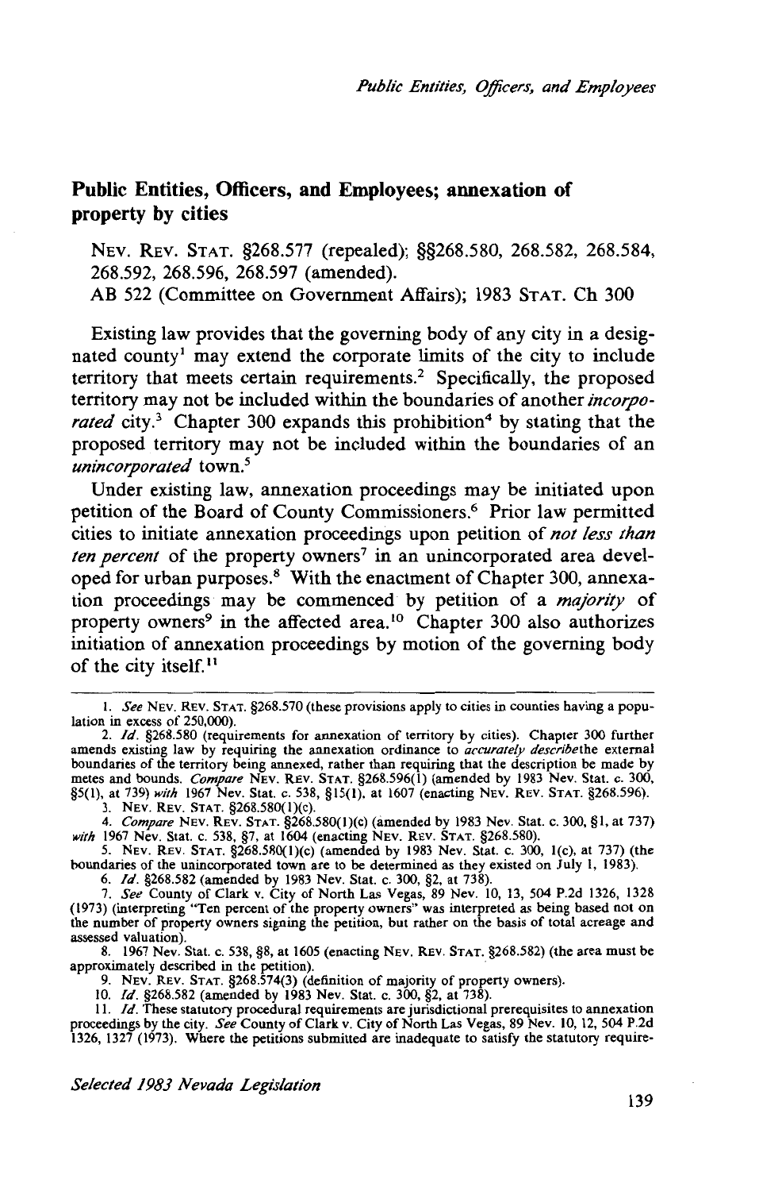## Public Entities, Officers, and Employees; annexation of property by cities

NEV. REV. STAT. §268.577 (repealed); §§268.580, 268.582, 268.584, 268.592, 268.596, 268.597 (amended).
AB 522 (Committee on Government Affairs); 1983 STAT. Ch 300

Existing law provides that the governing body of any city in a designated county[1] may extend the corporate limits of the city to include territory that meets certain requirements.[2] Specifically, the proposed territory may not be included within the boundaries of another *incorporated* city.[3] Chapter 300 expands this prohibition[4] by stating that the proposed territory may not be included within the boundaries of an *unincorporated* town.[5]

Under existing law, annexation proceedings may be initiated upon petition of the Board of County Commissioners.[6] Prior law permitted cities to initiate annexation proceedings upon petition of *not less than ten percent* of the property owners[7] in an unincorporated area developed for urban purposes.[8] With the enactment of Chapter 300, annexation proceedings may be commenced by petition of a *majority* of property owners[9] in the affected area.[10] Chapter 300 also authorizes initiation of annexation proceedings by motion of the governing body of the city itself.[11]

---

1. *See* NEV. REV. STAT. §268.570 (these provisions apply to cities in counties having a population in excess of 250,000).
2. *Id.* §268.580 (requirements for annexation of territory by cities). Chapter 300 further amends existing law by requiring the annexation ordinance to *accurately describe*the external boundaries of the territory being annexed, rather than requiring that the description be made by metes and bounds. *Compare* NEV. REV. STAT. §268.596(1) (amended by 1983 Nev. Stat. c. 300, §5(1), at 739) *with* 1967 Nev. Stat. c. 538, §15(1), at 1607 (enacting NEV. REV. STAT. §268.596).
3. NEV. REV. STAT. §268.580(1)(c).
4. *Compare* NEV. REV. STAT. §268.580(1)(c) (amended by 1983 Nev. Stat. c. 300, §1, at 737) *with* 1967 Nev. Stat. c. 538, §7, at 1604 (enacting NEV. REV. STAT. §268.580).
5. NEV. REV. STAT. §268.580(1)(c) (amended by 1983 Nev. Stat. c. 300, 1(c), at 737) (the boundaries of the unincorporated town are to be determined as they existed on July 1, 1983).
6. *Id.* §268.582 (amended by 1983 Nev. Stat. c. 300, §2, at 738).
7. *See* County of Clark v. City of North Las Vegas, 89 Nev. 10, 13, 504 P.2d 1326, 1328 (1973) (interpreting "Ten percent of the property owners" was interpreted as being based not on the number of property owners signing the petition, but rather on the basis of total acreage and assessed valuation).
8. 1967 Nev. Stat. c. 538, §8, at 1605 (enacting NEV. REV. STAT. §268.582) (the area must be approximately described in the petition).
9. NEV. REV. STAT. §268.574(3) (definition of majority of property owners).
10. *Id.* §268.582 (amended by 1983 Nev. Stat. c. 300, §2, at 738).
11. *Id.* These statutory procedural requirements are jurisdictional prerequisites to annexation proceedings by the city. *See* County of Clark v. City of North Las Vegas, 89 Nev. 10, 12, 504 P.2d 1326, 1327 (1973). Where the petitions submitted are inadequate to satisfy the statutory require-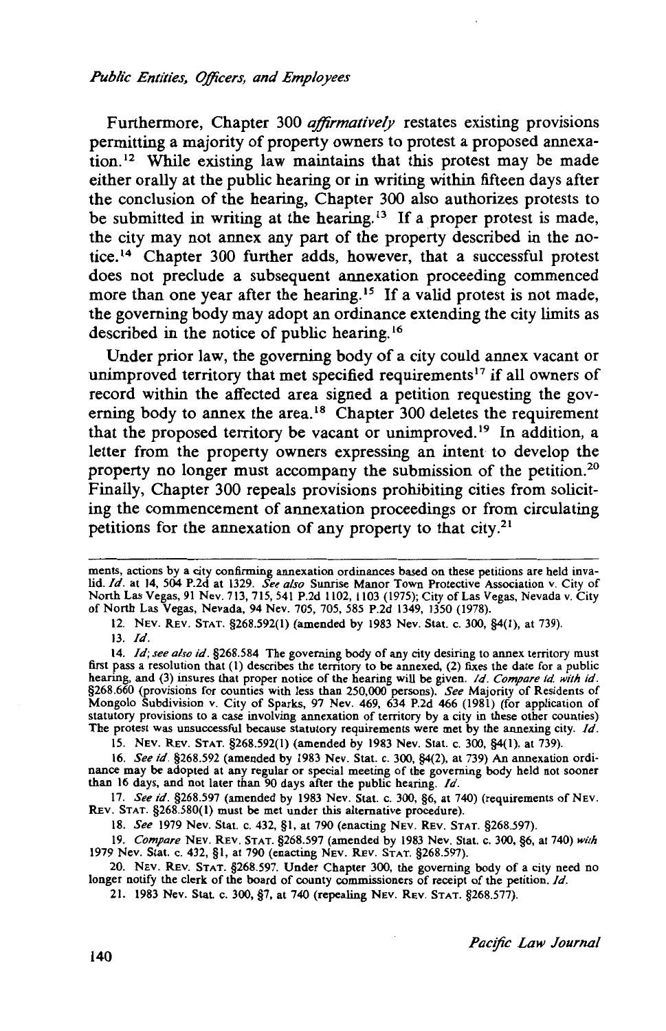Furthermore, Chapter 300 *affirmatively* restates existing provisions permitting a majority of property owners to protest a proposed annexation.[12] While existing law maintains that this protest may be made either orally at the public hearing or in writing within fifteen days after the conclusion of the hearing, Chapter 300 also authorizes protests to be submitted in writing at the hearing.[13] If a proper protest is made, the city may not annex any part of the property described in the notice.[14] Chapter 300 further adds, however, that a successful protest does not preclude a subsequent annexation proceeding commenced more than one year after the hearing.[15] If a valid protest is not made, the governing body may adopt an ordinance extending the city limits as described in the notice of public hearing.[16]

Under prior law, the governing body of a city could annex vacant or unimproved territory that met specified requirements[17] if all owners of record within the affected area signed a petition requesting the governing body to annex the area.[18] Chapter 300 deletes the requirement that the proposed territory be vacant or unimproved.[19] In addition, a letter from the property owners expressing an intent to develop the property no longer must accompany the submission of the petition.[20] Finally, Chapter 300 repeals provisions prohibiting cities from soliciting the commencement of annexation proceedings or from circulating petitions for the annexation of any property to that city.[21]

---

ments, actions by a city confirming annexation ordinances based on these petitions are held invalid. *Id.* at 14, 504 P.2d at 1329. *See also* Sunrise Manor Town Protective Association v. City of North Las Vegas, 91 Nev. 713, 715, 541 P.2d 1102, 1103 (1975); City of Las Vegas, Nevada v. City of North Las Vegas, Nevada, 94 Nev. 705, 705, 585 P.2d 1349, 1350 (1978).

12. NEV. REV. STAT. §268.592(1) (amended by 1983 Nev. Stat. c. 300, §4(1), at 739).

13. *Id.*

14. *Id; see also id.* §268.584 The governing body of any city desiring to annex territory must first pass a resolution that (1) describes the territory to be annexed, (2) fixes the date for a public hearing, and (3) insures that proper notice of the hearing will be given. *Id. Compare id. with id.* §268.660 (provisions for counties with less than 250,000 persons). *See* Majority of Residents of Mongolo Subdivision v. City of Sparks, 97 Nev. 469, 634 P.2d 466 (1981) (for application of statutory provisions to a case involving annexation of territory by a city in these other counties) The protest was unsuccessful because statutory requirements were met by the annexing city. *Id.*

15. NEV. REV. STAT. §268.592(1) (amended by 1983 Nev. Stat. c. 300, §4(1), at 739).

16. *See id.* §268.592 (amended by 1983 Nev. Stat. c. 300, §4(2), at 739) An annexation ordinance may be adopted at any regular or special meeting of the governing body held not sooner than 16 days, and not later than 90 days after the public hearing. *Id.*

17. *See id.* §268.597 (amended by 1983 Nev. Stat. c. 300, §6, at 740) (requirements of NEV. REV. STAT. §268.580(1) must be met under this alternative procedure).

18. *See* 1979 Nev. Stat. c. 432, §1, at 790 (enacting NEV. REV. STAT. §268.597).

19. *Compare* NEV. REV. STAT. §268.597 (amended by 1983 Nev. Stat. c. 300, §6, at 740) *with* 1979 Nev. Stat. c. 432, §1, at 790 (enacting NEV. REV. STAT. §268.597).

20. NEV. REV. STAT. §268.597. Under Chapter 300, the governing body of a city need no longer notify the clerk of the board of county commissioners of receipt of the petition. *Id.*

21. 1983 Nev. Stat. c. 300, §7, at 740 (repealing NEV. REV. STAT. §268.577).